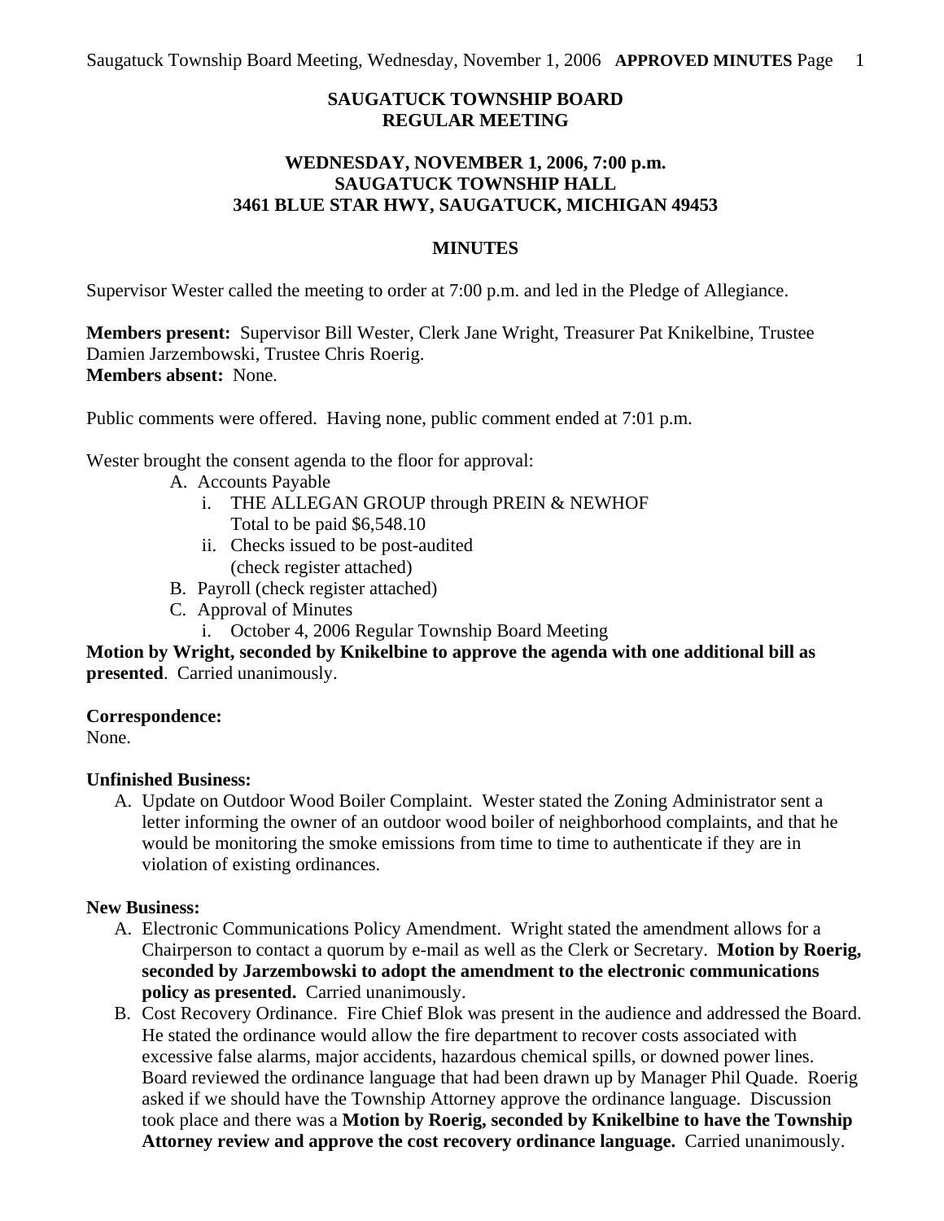# SAUGATUCK TOWNSHIP BOARD
# REGULAR MEETING

## WEDNESDAY, NOVEMBER 1, 2006, 7:00 p.m.
## SAUGATUCK TOWNSHIP HALL
## 3461 BLUE STAR HWY, SAUGATUCK, MICHIGAN 49453

## MINUTES

Supervisor Wester called the meeting to order at 7:00 p.m. and led in the Pledge of Allegiance.

**Members present:** Supervisor Bill Wester, Clerk Jane Wright, Treasurer Pat Knikelbine, Trustee Damien Jarzembowski, Trustee Chris Roerig.
**Members absent:** None.

Public comments were offered. Having none, public comment ended at 7:01 p.m.

Wester brought the consent agenda to the floor for approval:

- A. Accounts Payable
  - i. THE ALLEGAN GROUP through PREIN & NEWHOF
    Total to be paid $6,548.10
  - ii. Checks issued to be post-audited
    (check register attached)
- B. Payroll (check register attached)
- C. Approval of Minutes
  - i. October 4, 2006 Regular Township Board Meeting

**Motion by Wright, seconded by Knikelbine to approve the agenda with one additional bill as presented**. Carried unanimously.

**Correspondence:**
None.

**Unfinished Business:**

A. Update on Outdoor Wood Boiler Complaint. Wester stated the Zoning Administrator sent a letter informing the owner of an outdoor wood boiler of neighborhood complaints, and that he would be monitoring the smoke emissions from time to time to authenticate if they are in violation of existing ordinances.

**New Business:**

A. Electronic Communications Policy Amendment. Wright stated the amendment allows for a Chairperson to contact a quorum by e-mail as well as the Clerk or Secretary. **Motion by Roerig, seconded by Jarzembowski to adopt the amendment to the electronic communications policy as presented.** Carried unanimously.

B. Cost Recovery Ordinance. Fire Chief Blok was present in the audience and addressed the Board. He stated the ordinance would allow the fire department to recover costs associated with excessive false alarms, major accidents, hazardous chemical spills, or downed power lines. Board reviewed the ordinance language that had been drawn up by Manager Phil Quade. Roerig asked if we should have the Township Attorney approve the ordinance language. Discussion took place and there was a **Motion by Roerig, seconded by Knikelbine to have the Township Attorney review and approve the cost recovery ordinance language.** Carried unanimously.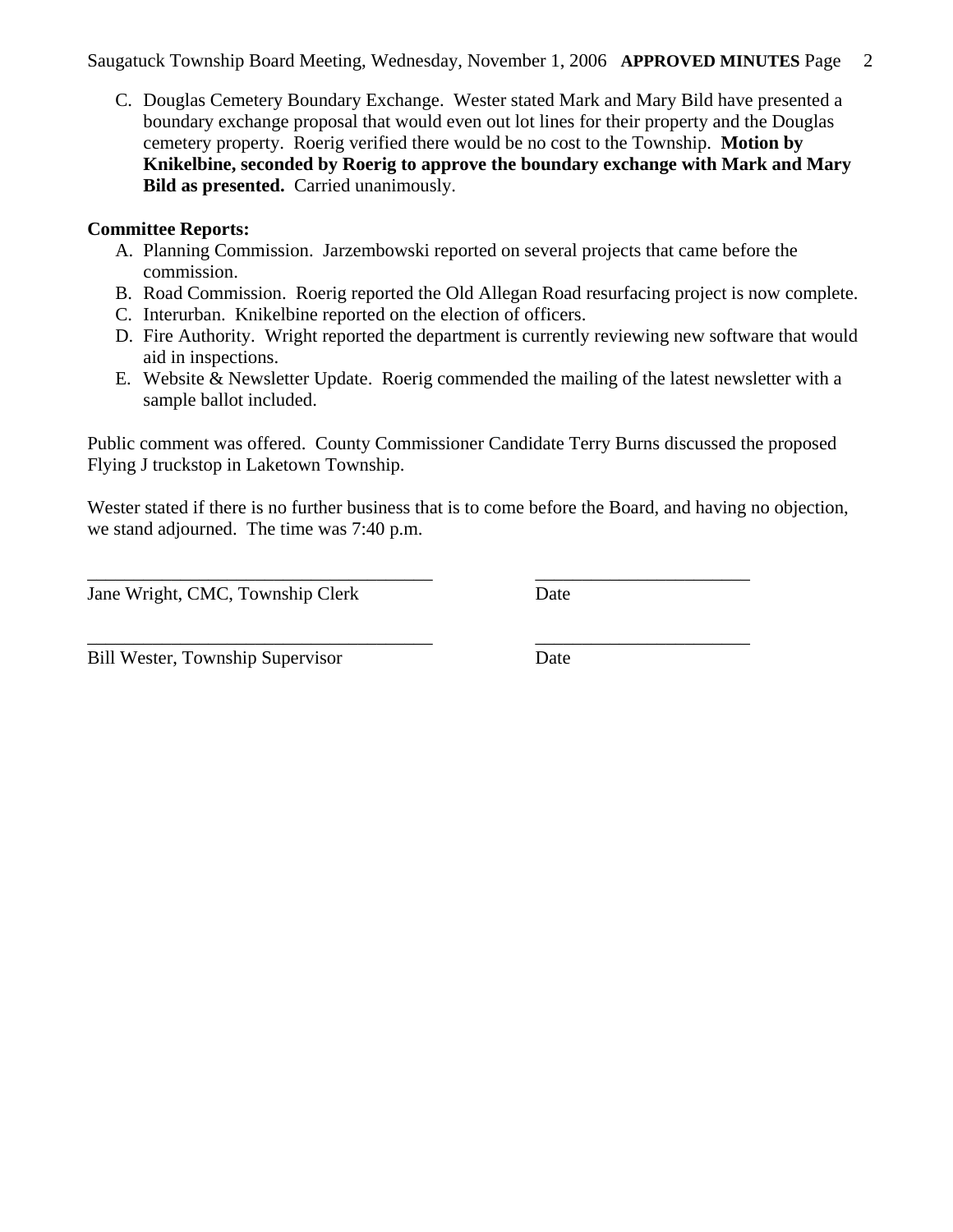C. Douglas Cemetery Boundary Exchange. Wester stated Mark and Mary Bild have presented a boundary exchange proposal that would even out lot lines for their property and the Douglas cemetery property. Roerig verified there would be no cost to the Township. **Motion by Knikelbine, seconded by Roerig to approve the boundary exchange with Mark and Mary Bild as presented.** Carried unanimously.

**Committee Reports:**

A. Planning Commission. Jarzembowski reported on several projects that came before the commission.
B. Road Commission. Roerig reported the Old Allegan Road resurfacing project is now complete.
C. Interurban. Knikelbine reported on the election of officers.
D. Fire Authority. Wright reported the department is currently reviewing new software that would aid in inspections.
E. Website & Newsletter Update. Roerig commended the mailing of the latest newsletter with a sample ballot included.

Public comment was offered. County Commissioner Candidate Terry Burns discussed the proposed Flying J truckstop in Laketown Township.

Wester stated if there is no further business that is to come before the Board, and having no objection, we stand adjourned. The time was 7:40 p.m.

______________________________________ &nbsp;&nbsp;&nbsp;&nbsp; _______________________

Jane Wright, CMC, Township Clerk &nbsp;&nbsp;&nbsp;&nbsp; Date

______________________________________ &nbsp;&nbsp;&nbsp;&nbsp; _______________________

Bill Wester, Township Supervisor &nbsp;&nbsp;&nbsp;&nbsp; Date